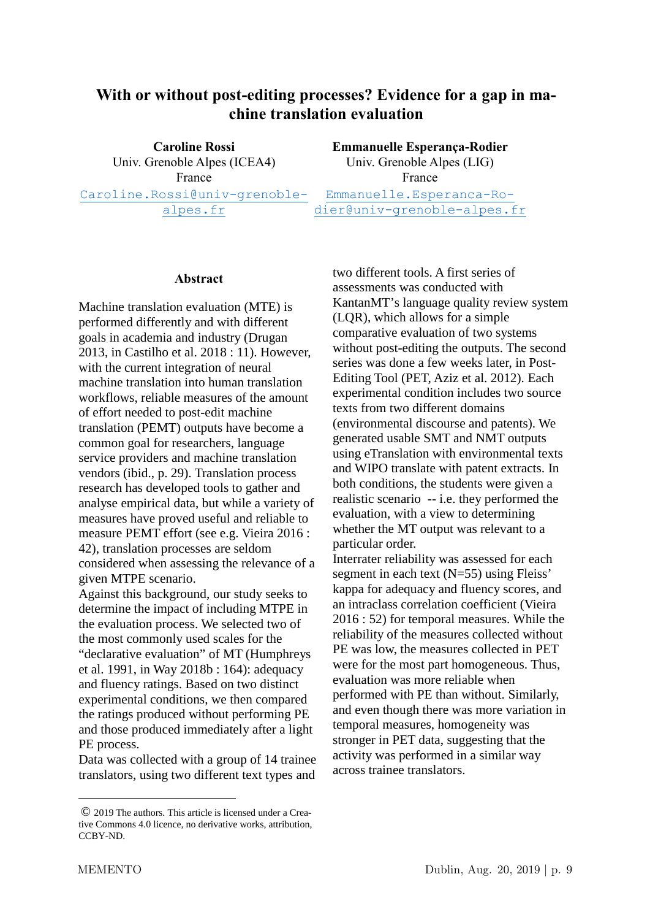# With or without post-editing processes? Evidence for a gap in machine translation evaluation

**Caroline Rossi**
Univ. Grenoble Alpes (ICEA4)
France
Caroline.Rossi@univ-grenoble-alpes.fr

**Emmanuelle Esperança-Rodier**
Univ. Grenoble Alpes (LIG)
France
Emmanuelle.Esperanca-Rodier@univ-grenoble-alpes.fr

### Abstract

Machine translation evaluation (MTE) is performed differently and with different goals in academia and industry (Drugan 2013, in Castilho et al. 2018 : 11). However, with the current integration of neural machine translation into human translation workflows, reliable measures of the amount of effort needed to post-edit machine translation (PEMT) outputs have become a common goal for researchers, language service providers and machine translation vendors (ibid., p. 29). Translation process research has developed tools to gather and analyse empirical data, but while a variety of measures have proved useful and reliable to measure PEMT effort (see e.g. Vieira 2016 : 42), translation processes are seldom considered when assessing the relevance of a given MTPE scenario.

Against this background, our study seeks to determine the impact of including MTPE in the evaluation process. We selected two of the most commonly used scales for the "declarative evaluation" of MT (Humphreys et al. 1991, in Way 2018b : 164): adequacy and fluency ratings. Based on two distinct experimental conditions, we then compared the ratings produced without performing PE and those produced immediately after a light PE process.

Data was collected with a group of 14 trainee translators, using two different text types and two different tools. A first series of assessments was conducted with KantanMT's language quality review system (LQR), which allows for a simple comparative evaluation of two systems without post-editing the outputs. The second series was done a few weeks later, in Post-Editing Tool (PET, Aziz et al. 2012). Each experimental condition includes two source texts from two different domains (environmental discourse and patents). We generated usable SMT and NMT outputs using eTranslation with environmental texts and WIPO translate with patent extracts. In both conditions, the students were given a realistic scenario -- i.e. they performed the evaluation, with a view to determining whether the MT output was relevant to a particular order.

Interrater reliability was assessed for each segment in each text (N=55) using Fleiss' kappa for adequacy and fluency scores, and an intraclass correlation coefficient (Vieira 2016 : 52) for temporal measures. While the reliability of the measures collected without PE was low, the measures collected in PET were for the most part homogeneous. Thus, evaluation was more reliable when performed with PE than without. Similarly, and even though there was more variation in temporal measures, homogeneity was stronger in PET data, suggesting that the activity was performed in a similar way across trainee translators.

© 2019 The authors. This article is licensed under a Creative Commons 4.0 licence, no derivative works, attribution, CCBY-ND.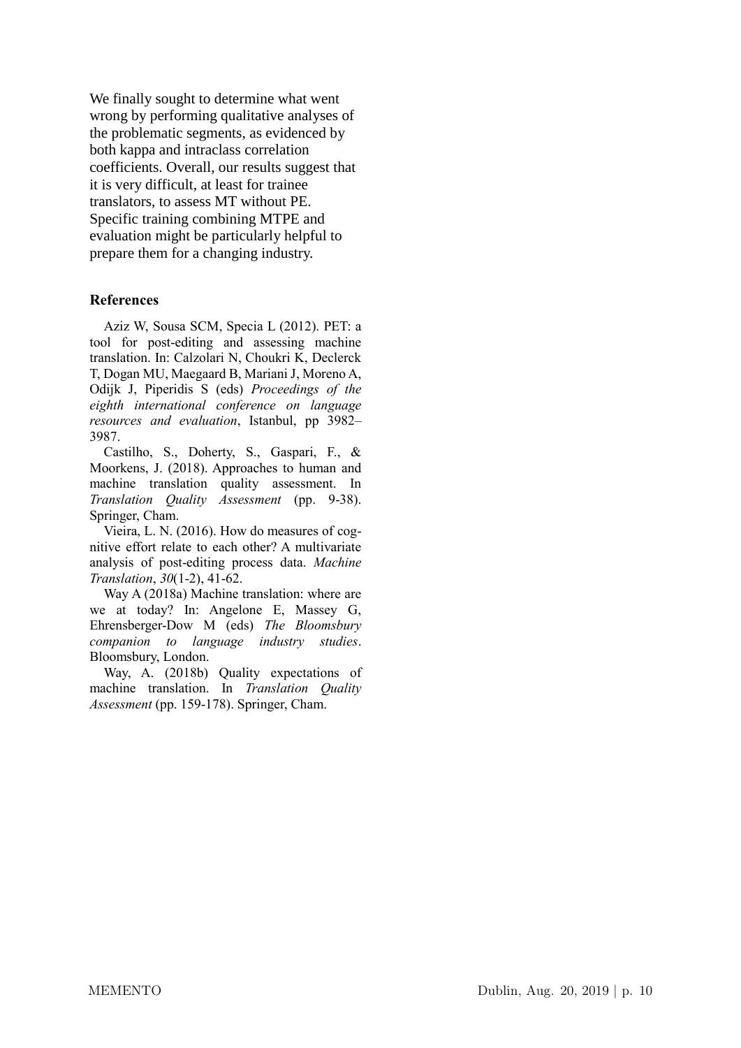We finally sought to determine what went wrong by performing qualitative analyses of the problematic segments, as evidenced by both kappa and intraclass correlation coefficients. Overall, our results suggest that it is very difficult, at least for trainee translators, to assess MT without PE. Specific training combining MTPE and evaluation might be particularly helpful to prepare them for a changing industry.

## References

Aziz W, Sousa SCM, Specia L (2012). PET: a tool for post-editing and assessing machine translation. In: Calzolari N, Choukri K, Declerck T, Dogan MU, Maegaard B, Mariani J, Moreno A, Odijk J, Piperidis S (eds) *Proceedings of the eighth international conference on language resources and evaluation*, Istanbul, pp 3982–3987.

Castilho, S., Doherty, S., Gaspari, F., & Moorkens, J. (2018). Approaches to human and machine translation quality assessment. In *Translation Quality Assessment* (pp. 9-38). Springer, Cham.

Vieira, L. N. (2016). How do measures of cognitive effort relate to each other? A multivariate analysis of post-editing process data. *Machine Translation*, *30*(1-2), 41-62.

Way A (2018a) Machine translation: where are we at today? In: Angelone E, Massey G, Ehrensberger-Dow M (eds) *The Bloomsbury companion to language industry studies*. Bloomsbury, London.

Way, A. (2018b) Quality expectations of machine translation. In *Translation Quality Assessment* (pp. 159-178). Springer, Cham.